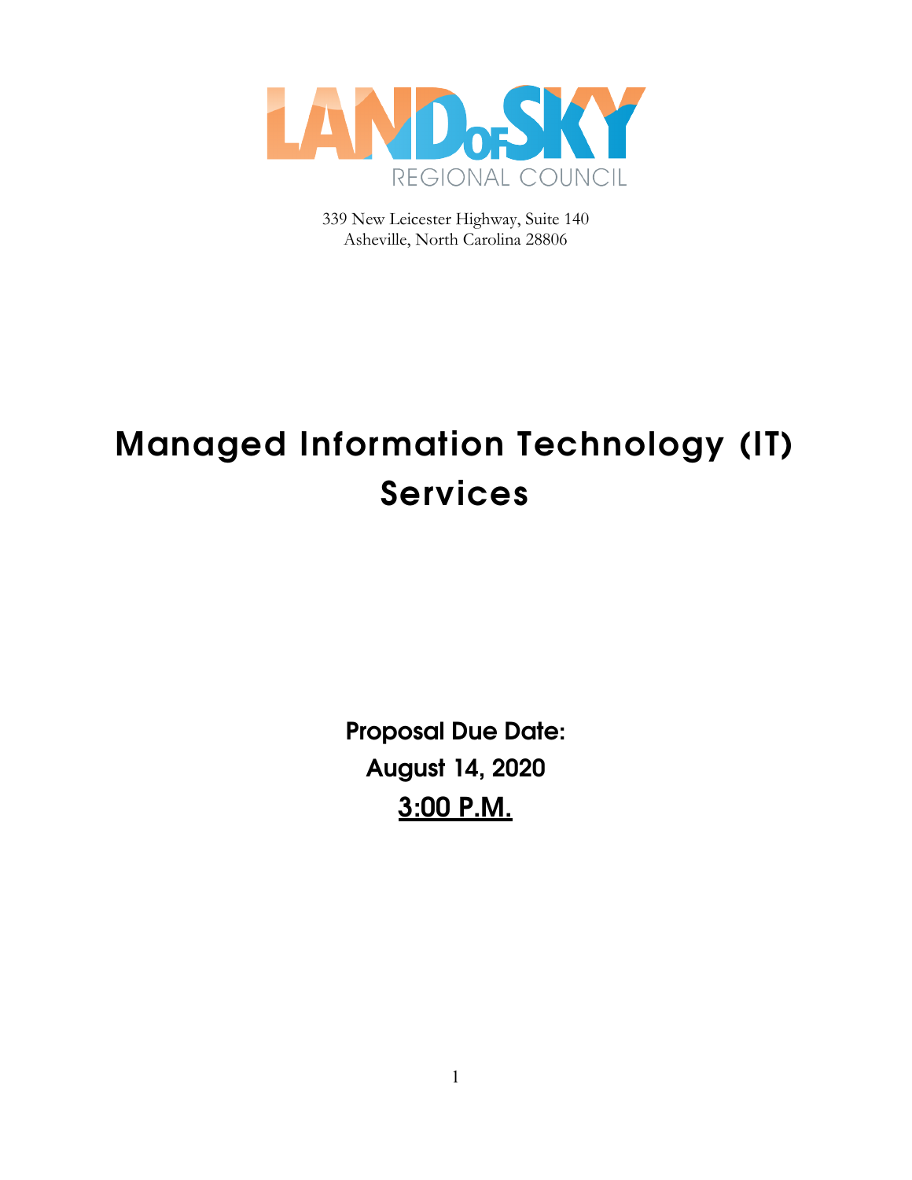LAND OF SKY
REGIONAL COUNCIL

339 New Leicester Highway, Suite 140
Asheville, North Carolina 28806

# Managed Information Technology (IT) Services

**Proposal Due Date:**

**August 14, 2020**

**<u>3:00 P.M.</u>**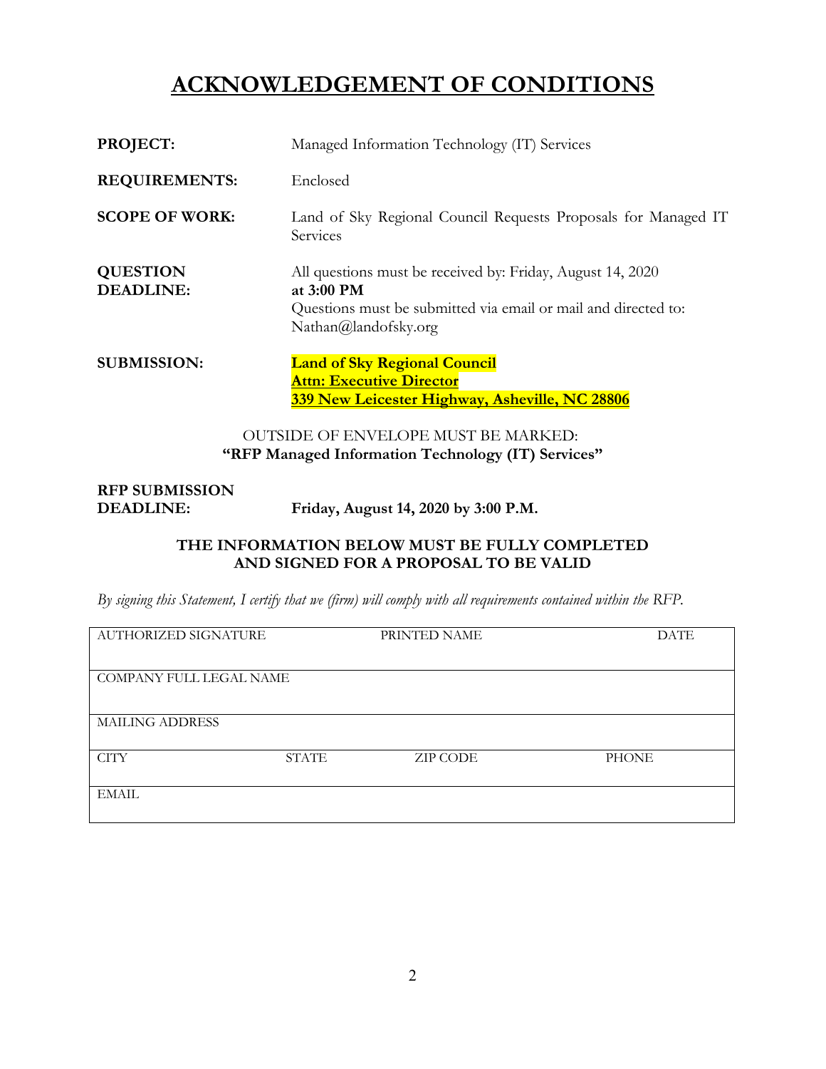# ACKNOWLEDGEMENT OF CONDITIONS

**PROJECT:** Managed Information Technology (IT) Services

**REQUIREMENTS:** Enclosed

**SCOPE OF WORK:** Land of Sky Regional Council Requests Proposals for Managed IT Services

**QUESTION DEADLINE:** All questions must be received by: Friday, August 14, 2020 **at 3:00 PM**
Questions must be submitted via email or mail and directed to: Nathan@landofsky.org

**SUBMISSION:** **Land of Sky Regional Council**
**Attn: Executive Director**
**339 New Leicester Highway, Asheville, NC 28806**

OUTSIDE OF ENVELOPE MUST BE MARKED:
**"RFP Managed Information Technology (IT) Services"**

**RFP SUBMISSION DEADLINE:** **Friday, August 14, 2020 by 3:00 P.M.**

**THE INFORMATION BELOW MUST BE FULLY COMPLETED AND SIGNED FOR A PROPOSAL TO BE VALID**

*By signing this Statement, I certify that we (firm) will comply with all requirements contained within the RFP.*

| AUTHORIZED SIGNATURE | | PRINTED NAME | DATE |
|---|---|---|---|
| COMPANY FULL LEGAL NAME | | | |
| MAILING ADDRESS | | | |
| CITY | STATE | ZIP CODE | PHONE |
| EMAIL | | | |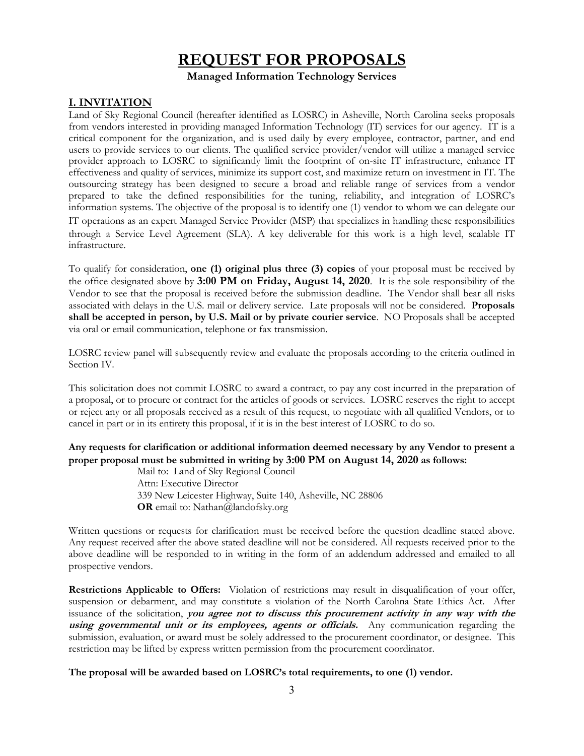# REQUEST FOR PROPOSALS

**Managed Information Technology Services**

## I. INVITATION

Land of Sky Regional Council (hereafter identified as LOSRC) in Asheville, North Carolina seeks proposals from vendors interested in providing managed Information Technology (IT) services for our agency. IT is a critical component for the organization, and is used daily by every employee, contractor, partner, and end users to provide services to our clients. The qualified service provider/vendor will utilize a managed service provider approach to LOSRC to significantly limit the footprint of on-site IT infrastructure, enhance IT effectiveness and quality of services, minimize its support cost, and maximize return on investment in IT. The outsourcing strategy has been designed to secure a broad and reliable range of services from a vendor prepared to take the defined responsibilities for the tuning, reliability, and integration of LOSRC's information systems. The objective of the proposal is to identify one (1) vendor to whom we can delegate our IT operations as an expert Managed Service Provider (MSP) that specializes in handling these responsibilities through a Service Level Agreement (SLA). A key deliverable for this work is a high level, scalable IT infrastructure.

To qualify for consideration, **one (1) original plus three (3) copies** of your proposal must be received by the office designated above by **3:00 PM on Friday, August 14, 2020**. It is the sole responsibility of the Vendor to see that the proposal is received before the submission deadline. The Vendor shall bear all risks associated with delays in the U.S. mail or delivery service. Late proposals will not be considered. **Proposals shall be accepted in person, by U.S. Mail or by private courier service**. NO Proposals shall be accepted via oral or email communication, telephone or fax transmission.

LOSRC review panel will subsequently review and evaluate the proposals according to the criteria outlined in Section IV.

This solicitation does not commit LOSRC to award a contract, to pay any cost incurred in the preparation of a proposal, or to procure or contract for the articles of goods or services. LOSRC reserves the right to accept or reject any or all proposals received as a result of this request, to negotiate with all qualified Vendors, or to cancel in part or in its entirety this proposal, if it is in the best interest of LOSRC to do so.

**Any requests for clarification or additional information deemed necessary by any Vendor to present a proper proposal must be submitted in writing by 3:00 PM on August 14, 2020 as follows:**

Mail to: Land of Sky Regional Council
Attn: Executive Director
339 New Leicester Highway, Suite 140, Asheville, NC 28806
**OR** email to: Nathan@landofsky.org

Written questions or requests for clarification must be received before the question deadline stated above. Any request received after the above stated deadline will not be considered. All requests received prior to the above deadline will be responded to in writing in the form of an addendum addressed and emailed to all prospective vendors.

**Restrictions Applicable to Offers:** Violation of restrictions may result in disqualification of your offer, suspension or debarment, and may constitute a violation of the North Carolina State Ethics Act. After issuance of the solicitation, ***you agree not to discuss this procurement activity in any way with the using governmental unit or its employees, agents or officials.*** Any communication regarding the submission, evaluation, or award must be solely addressed to the procurement coordinator, or designee. This restriction may be lifted by express written permission from the procurement coordinator.

**The proposal will be awarded based on LOSRC's total requirements, to one (1) vendor.**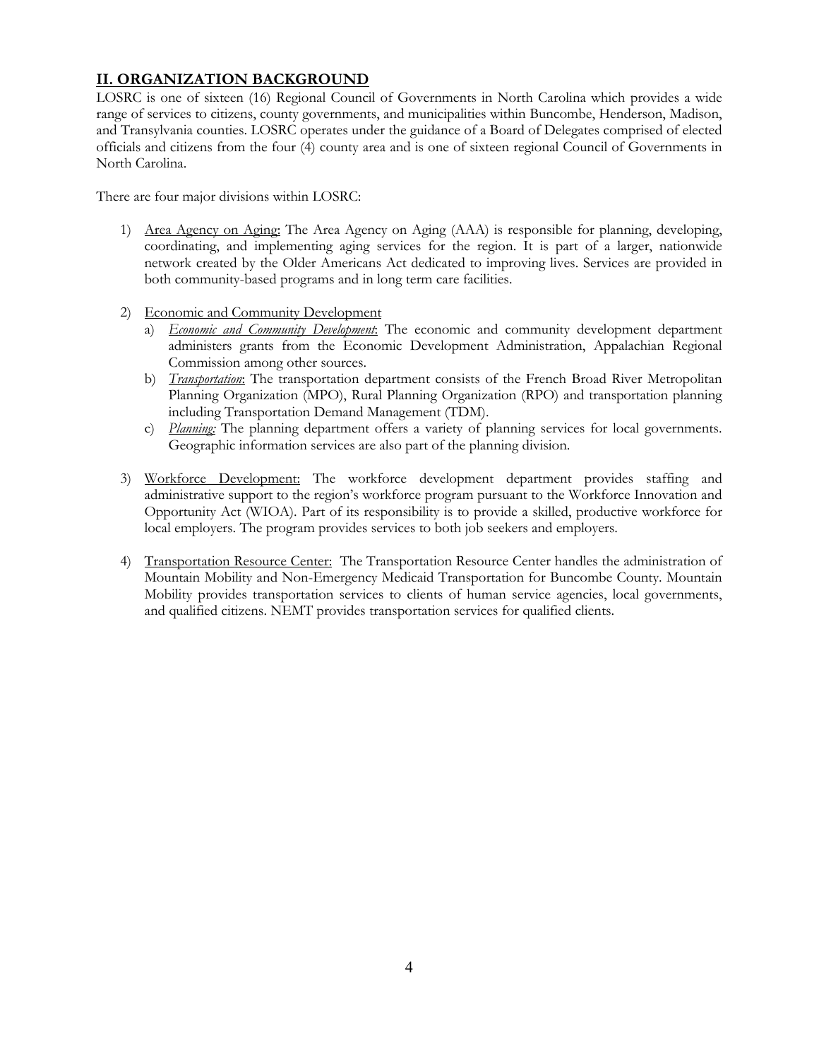## II. ORGANIZATION BACKGROUND

LOSRC is one of sixteen (16) Regional Council of Governments in North Carolina which provides a wide range of services to citizens, county governments, and municipalities within Buncombe, Henderson, Madison, and Transylvania counties. LOSRC operates under the guidance of a Board of Delegates comprised of elected officials and citizens from the four (4) county area and is one of sixteen regional Council of Governments in North Carolina.

There are four major divisions within LOSRC:

1) Area Agency on Aging: The Area Agency on Aging (AAA) is responsible for planning, developing, coordinating, and implementing aging services for the region. It is part of a larger, nationwide network created by the Older Americans Act dedicated to improving lives. Services are provided in both community-based programs and in long term care facilities.

2) Economic and Community Development
   a) *Economic and Community Development*: The economic and community development department administers grants from the Economic Development Administration, Appalachian Regional Commission among other sources.
   b) *Transportation*: The transportation department consists of the French Broad River Metropolitan Planning Organization (MPO), Rural Planning Organization (RPO) and transportation planning including Transportation Demand Management (TDM).
   c) *Planning:* The planning department offers a variety of planning services for local governments. Geographic information services are also part of the planning division.

3) Workforce Development: The workforce development department provides staffing and administrative support to the region's workforce program pursuant to the Workforce Innovation and Opportunity Act (WIOA). Part of its responsibility is to provide a skilled, productive workforce for local employers. The program provides services to both job seekers and employers.

4) Transportation Resource Center: The Transportation Resource Center handles the administration of Mountain Mobility and Non-Emergency Medicaid Transportation for Buncombe County. Mountain Mobility provides transportation services to clients of human service agencies, local governments, and qualified citizens. NEMT provides transportation services for qualified clients.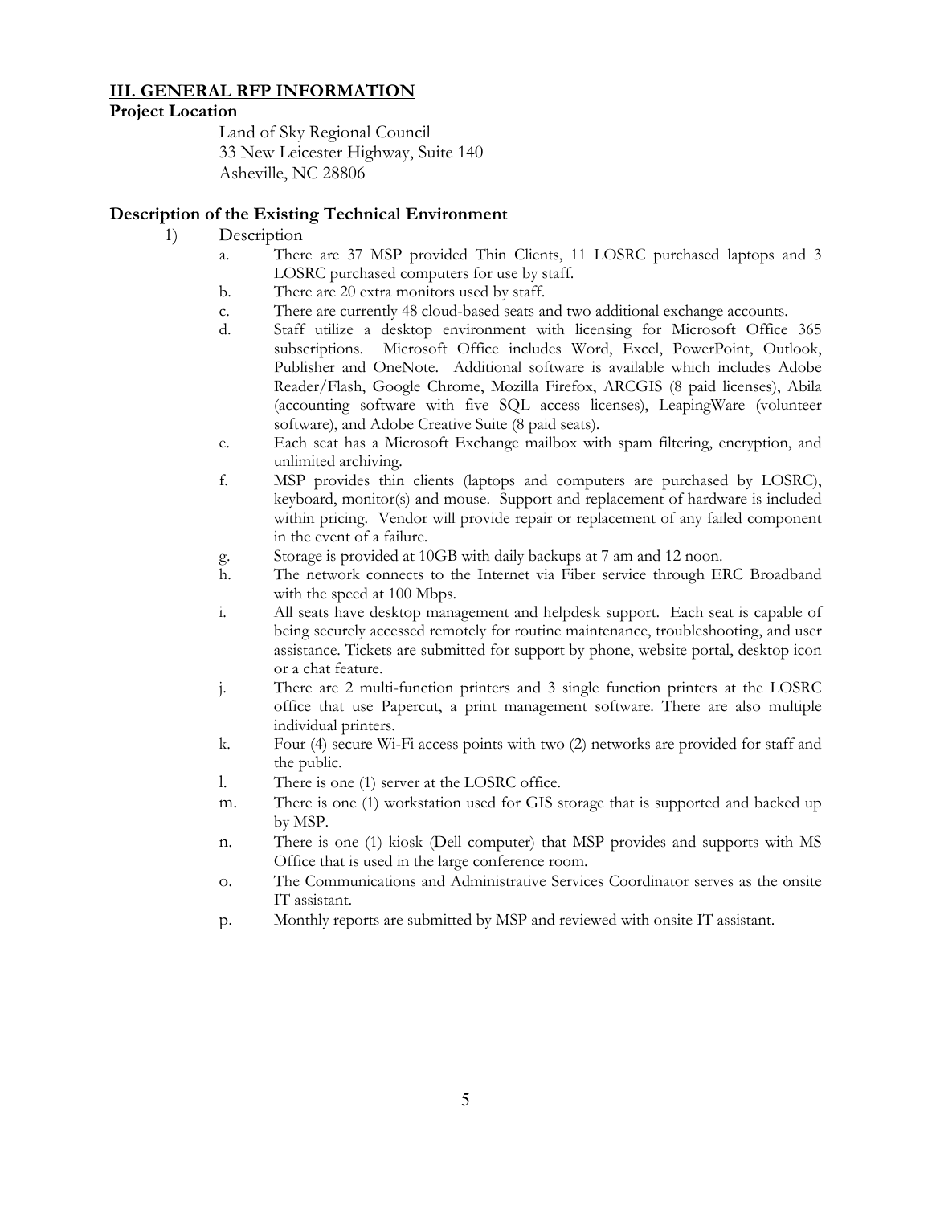## III. GENERAL RFP INFORMATION

**Project Location**

Land of Sky Regional Council
33 New Leicester Highway, Suite 140
Asheville, NC 28806

### Description of the Existing Technical Environment

1) Description
   a. There are 37 MSP provided Thin Clients, 11 LOSRC purchased laptops and 3 LOSRC purchased computers for use by staff.
   b. There are 20 extra monitors used by staff.
   c. There are currently 48 cloud-based seats and two additional exchange accounts.
   d. Staff utilize a desktop environment with licensing for Microsoft Office 365 subscriptions. Microsoft Office includes Word, Excel, PowerPoint, Outlook, Publisher and OneNote. Additional software is available which includes Adobe Reader/Flash, Google Chrome, Mozilla Firefox, ARCGIS (8 paid licenses), Abila (accounting software with five SQL access licenses), LeapingWare (volunteer software), and Adobe Creative Suite (8 paid seats).
   e. Each seat has a Microsoft Exchange mailbox with spam filtering, encryption, and unlimited archiving.
   f. MSP provides thin clients (laptops and computers are purchased by LOSRC), keyboard, monitor(s) and mouse. Support and replacement of hardware is included within pricing. Vendor will provide repair or replacement of any failed component in the event of a failure.
   g. Storage is provided at 10GB with daily backups at 7 am and 12 noon.
   h. The network connects to the Internet via Fiber service through ERC Broadband with the speed at 100 Mbps.
   i. All seats have desktop management and helpdesk support. Each seat is capable of being securely accessed remotely for routine maintenance, troubleshooting, and user assistance. Tickets are submitted for support by phone, website portal, desktop icon or a chat feature.
   j. There are 2 multi-function printers and 3 single function printers at the LOSRC office that use Papercut, a print management software. There are also multiple individual printers.
   k. Four (4) secure Wi-Fi access points with two (2) networks are provided for staff and the public.
   l. There is one (1) server at the LOSRC office.
   m. There is one (1) workstation used for GIS storage that is supported and backed up by MSP.
   n. There is one (1) kiosk (Dell computer) that MSP provides and supports with MS Office that is used in the large conference room.
   o. The Communications and Administrative Services Coordinator serves as the onsite IT assistant.
   p. Monthly reports are submitted by MSP and reviewed with onsite IT assistant.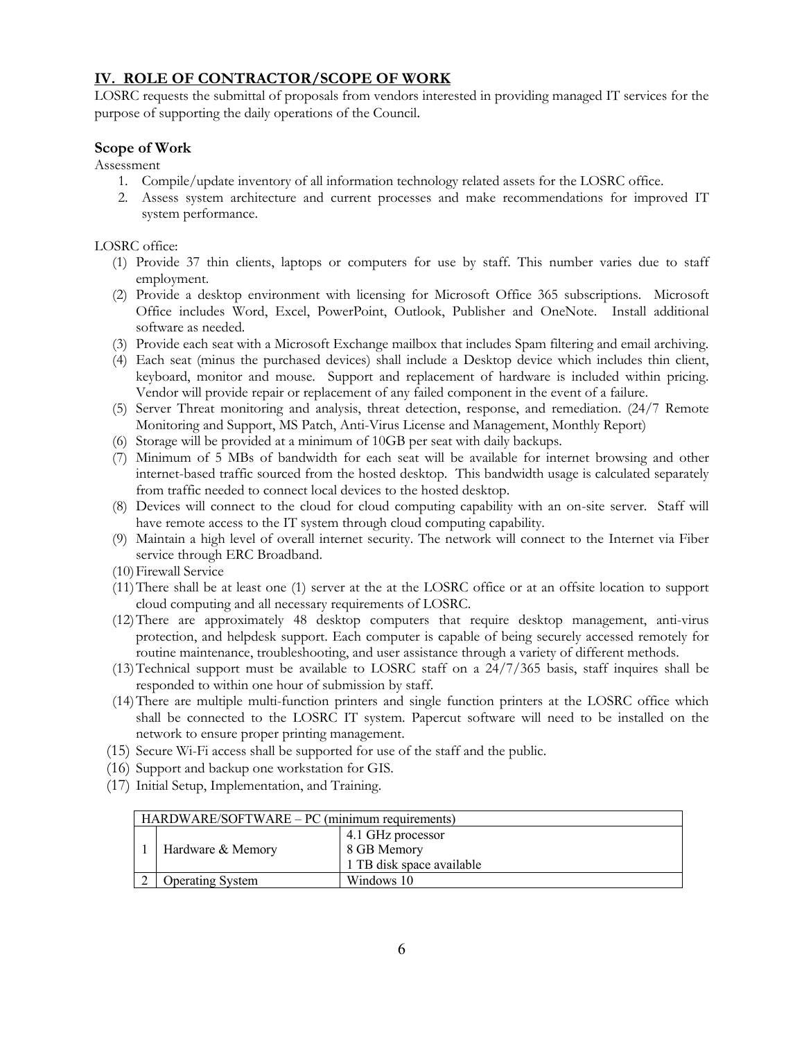## IV. ROLE OF CONTRACTOR/SCOPE OF WORK

LOSRC requests the submittal of proposals from vendors interested in providing managed IT services for the purpose of supporting the daily operations of the Council.

### Scope of Work

Assessment

1. Compile/update inventory of all information technology related assets for the LOSRC office.
2. Assess system architecture and current processes and make recommendations for improved IT system performance.

LOSRC office:

(1) Provide 37 thin clients, laptops or computers for use by staff. This number varies due to staff employment.

(2) Provide a desktop environment with licensing for Microsoft Office 365 subscriptions. Microsoft Office includes Word, Excel, PowerPoint, Outlook, Publisher and OneNote. Install additional software as needed.

(3) Provide each seat with a Microsoft Exchange mailbox that includes Spam filtering and email archiving.

(4) Each seat (minus the purchased devices) shall include a Desktop device which includes thin client, keyboard, monitor and mouse. Support and replacement of hardware is included within pricing. Vendor will provide repair or replacement of any failed component in the event of a failure.

(5) Server Threat monitoring and analysis, threat detection, response, and remediation. (24/7 Remote Monitoring and Support, MS Patch, Anti-Virus License and Management, Monthly Report)

(6) Storage will be provided at a minimum of 10GB per seat with daily backups.

(7) Minimum of 5 MBs of bandwidth for each seat will be available for internet browsing and other internet-based traffic sourced from the hosted desktop. This bandwidth usage is calculated separately from traffic needed to connect local devices to the hosted desktop.

(8) Devices will connect to the cloud for cloud computing capability with an on-site server. Staff will have remote access to the IT system through cloud computing capability.

(9) Maintain a high level of overall internet security. The network will connect to the Internet via Fiber service through ERC Broadband.

(10) Firewall Service

(11) There shall be at least one (1) server at the at the LOSRC office or at an offsite location to support cloud computing and all necessary requirements of LOSRC.

(12) There are approximately 48 desktop computers that require desktop management, anti-virus protection, and helpdesk support. Each computer is capable of being securely accessed remotely for routine maintenance, troubleshooting, and user assistance through a variety of different methods.

(13) Technical support must be available to LOSRC staff on a 24/7/365 basis, staff inquires shall be responded to within one hour of submission by staff.

(14) There are multiple multi-function printers and single function printers at the LOSRC office which shall be connected to the LOSRC IT system. Papercut software will need to be installed on the network to ensure proper printing management.

(15) Secure Wi-Fi access shall be supported for use of the staff and the public.

(16) Support and backup one workstation for GIS.

(17) Initial Setup, Implementation, and Training.

| HARDWARE/SOFTWARE – PC (minimum requirements) | | |
|---|---|---|
| 1 | Hardware & Memory | 4.1 GHz processor<br>8 GB Memory<br>1 TB disk space available |
| 2 | Operating System | Windows 10 |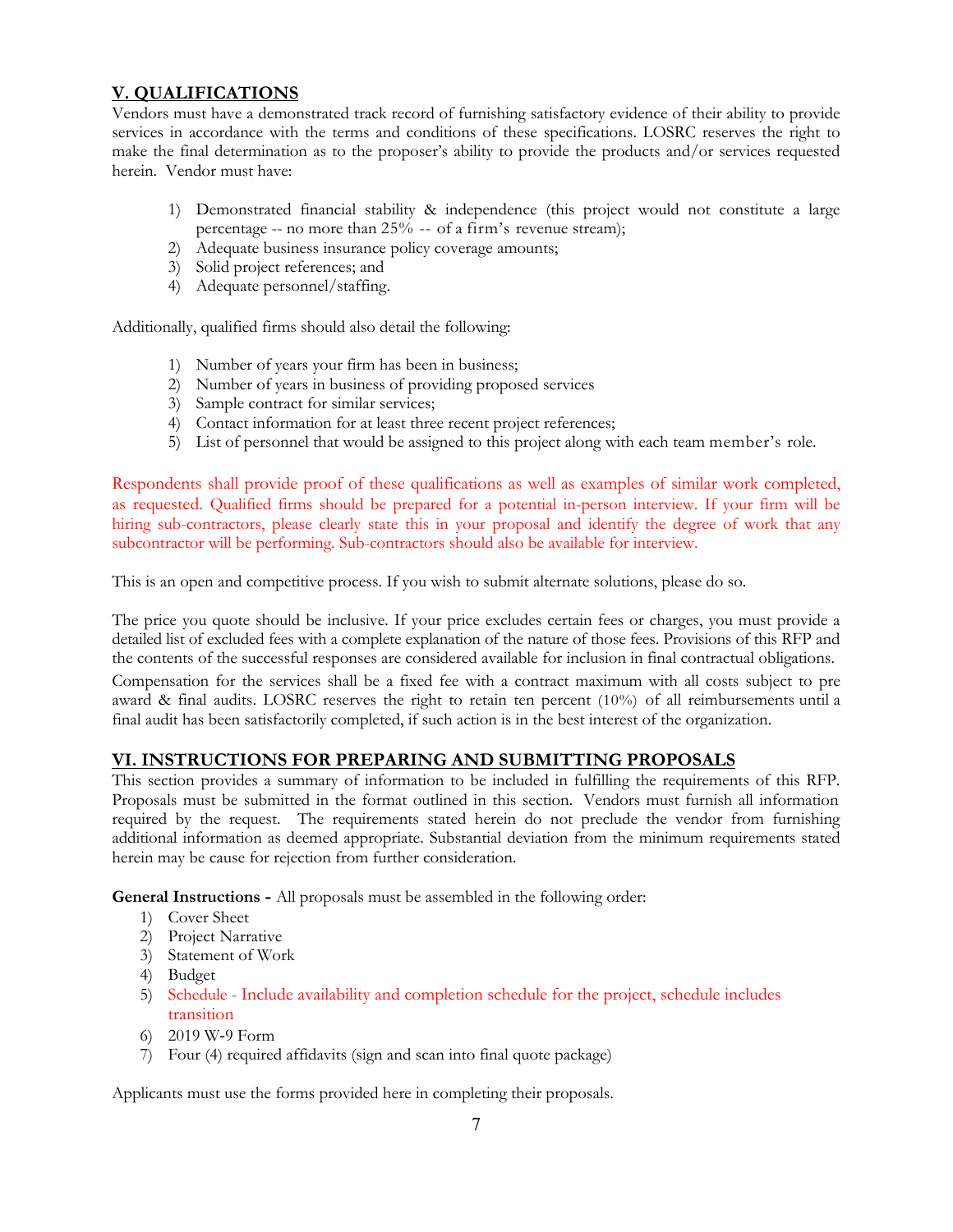## V. QUALIFICATIONS

Vendors must have a demonstrated track record of furnishing satisfactory evidence of their ability to provide services in accordance with the terms and conditions of these specifications. LOSRC reserves the right to make the final determination as to the proposer's ability to provide the products and/or services requested herein. Vendor must have:

1) Demonstrated financial stability & independence (this project would not constitute a large percentage -- no more than 25% -- of a firm's revenue stream);
2) Adequate business insurance policy coverage amounts;
3) Solid project references; and
4) Adequate personnel/staffing.

Additionally, qualified firms should also detail the following:

1) Number of years your firm has been in business;
2) Number of years in business of providing proposed services
3) Sample contract for similar services;
4) Contact information for at least three recent project references;
5) List of personnel that would be assigned to this project along with each team member's role.

Respondents shall provide proof of these qualifications as well as examples of similar work completed, as requested. Qualified firms should be prepared for a potential in-person interview. If your firm will be hiring sub-contractors, please clearly state this in your proposal and identify the degree of work that any subcontractor will be performing. Sub-contractors should also be available for interview.

This is an open and competitive process. If you wish to submit alternate solutions, please do so.

The price you quote should be inclusive. If your price excludes certain fees or charges, you must provide a detailed list of excluded fees with a complete explanation of the nature of those fees. Provisions of this RFP and the contents of the successful responses are considered available for inclusion in final contractual obligations. Compensation for the services shall be a fixed fee with a contract maximum with all costs subject to pre award & final audits. LOSRC reserves the right to retain ten percent (10%) of all reimbursements until a final audit has been satisfactorily completed, if such action is in the best interest of the organization.

## VI. INSTRUCTIONS FOR PREPARING AND SUBMITTING PROPOSALS

This section provides a summary of information to be included in fulfilling the requirements of this RFP. Proposals must be submitted in the format outlined in this section. Vendors must furnish all information required by the request. The requirements stated herein do not preclude the vendor from furnishing additional information as deemed appropriate. Substantial deviation from the minimum requirements stated herein may be cause for rejection from further consideration.

**General Instructions -** All proposals must be assembled in the following order:

1) Cover Sheet
2) Project Narrative
3) Statement of Work
4) Budget
5) Schedule - Include availability and completion schedule for the project, schedule includes transition
6) 2019 W-9 Form
7) Four (4) required affidavits (sign and scan into final quote package)

Applicants must use the forms provided here in completing their proposals.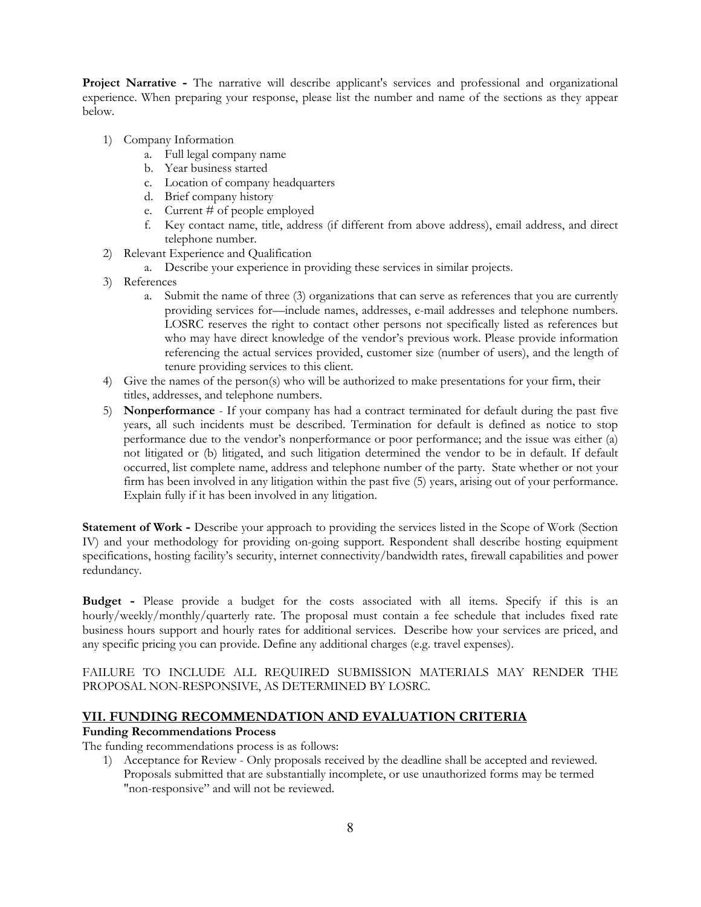**Project Narrative -** The narrative will describe applicant's services and professional and organizational experience. When preparing your response, please list the number and name of the sections as they appear below.

1) Company Information
   a. Full legal company name
   b. Year business started
   c. Location of company headquarters
   d. Brief company history
   e. Current # of people employed
   f. Key contact name, title, address (if different from above address), email address, and direct telephone number.
2) Relevant Experience and Qualification
   a. Describe your experience in providing these services in similar projects.
3) References
   a. Submit the name of three (3) organizations that can serve as references that you are currently providing services for—include names, addresses, e-mail addresses and telephone numbers. LOSRC reserves the right to contact other persons not specifically listed as references but who may have direct knowledge of the vendor's previous work. Please provide information referencing the actual services provided, customer size (number of users), and the length of tenure providing services to this client.
4) Give the names of the person(s) who will be authorized to make presentations for your firm, their titles, addresses, and telephone numbers.
5) **Nonperformance** - If your company has had a contract terminated for default during the past five years, all such incidents must be described. Termination for default is defined as notice to stop performance due to the vendor's nonperformance or poor performance; and the issue was either (a) not litigated or (b) litigated, and such litigation determined the vendor to be in default. If default occurred, list complete name, address and telephone number of the party. State whether or not your firm has been involved in any litigation within the past five (5) years, arising out of your performance. Explain fully if it has been involved in any litigation.

**Statement of Work -** Describe your approach to providing the services listed in the Scope of Work (Section IV) and your methodology for providing on-going support. Respondent shall describe hosting equipment specifications, hosting facility's security, internet connectivity/bandwidth rates, firewall capabilities and power redundancy.

**Budget -** Please provide a budget for the costs associated with all items. Specify if this is an hourly/weekly/monthly/quarterly rate. The proposal must contain a fee schedule that includes fixed rate business hours support and hourly rates for additional services. Describe how your services are priced, and any specific pricing you can provide. Define any additional charges (e.g. travel expenses).

FAILURE TO INCLUDE ALL REQUIRED SUBMISSION MATERIALS MAY RENDER THE PROPOSAL NON-RESPONSIVE, AS DETERMINED BY LOSRC.

## VII. FUNDING RECOMMENDATION AND EVALUATION CRITERIA

**Funding Recommendations Process**

The funding recommendations process is as follows:

1) Acceptance for Review - Only proposals received by the deadline shall be accepted and reviewed. Proposals submitted that are substantially incomplete, or use unauthorized forms may be termed "non-responsive" and will not be reviewed.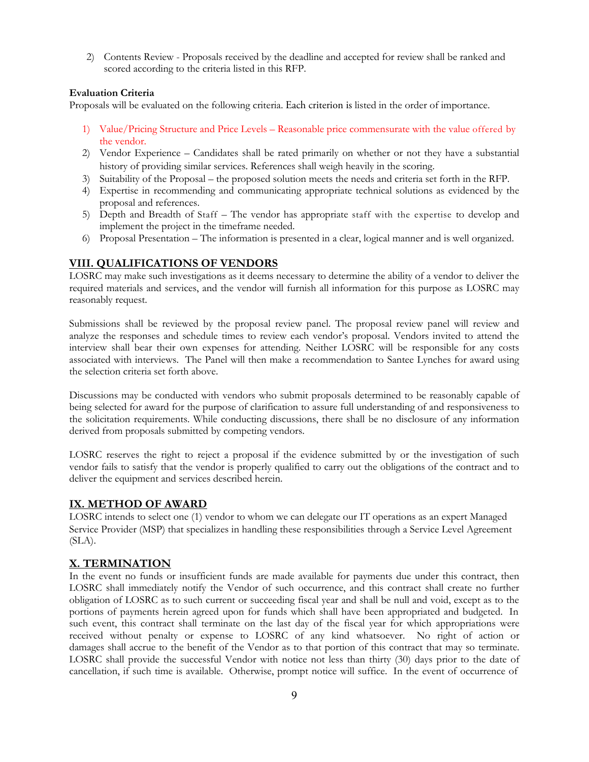2) Contents Review - Proposals received by the deadline and accepted for review shall be ranked and scored according to the criteria listed in this RFP.

**Evaluation Criteria**

Proposals will be evaluated on the following criteria. Each criterion is listed in the order of importance.

1) Value/Pricing Structure and Price Levels – Reasonable price commensurate with the value offered by the vendor.
2) Vendor Experience – Candidates shall be rated primarily on whether or not they have a substantial history of providing similar services. References shall weigh heavily in the scoring.
3) Suitability of the Proposal – the proposed solution meets the needs and criteria set forth in the RFP.
4) Expertise in recommending and communicating appropriate technical solutions as evidenced by the proposal and references.
5) Depth and Breadth of Staff – The vendor has appropriate staff with the expertise to develop and implement the project in the timeframe needed.
6) Proposal Presentation – The information is presented in a clear, logical manner and is well organized.

## VIII. QUALIFICATIONS OF VENDORS

LOSRC may make such investigations as it deems necessary to determine the ability of a vendor to deliver the required materials and services, and the vendor will furnish all information for this purpose as LOSRC may reasonably request.

Submissions shall be reviewed by the proposal review panel. The proposal review panel will review and analyze the responses and schedule times to review each vendor's proposal. Vendors invited to attend the interview shall bear their own expenses for attending. Neither LOSRC will be responsible for any costs associated with interviews. The Panel will then make a recommendation to Santee Lynches for award using the selection criteria set forth above.

Discussions may be conducted with vendors who submit proposals determined to be reasonably capable of being selected for award for the purpose of clarification to assure full understanding of and responsiveness to the solicitation requirements. While conducting discussions, there shall be no disclosure of any information derived from proposals submitted by competing vendors.

LOSRC reserves the right to reject a proposal if the evidence submitted by or the investigation of such vendor fails to satisfy that the vendor is properly qualified to carry out the obligations of the contract and to deliver the equipment and services described herein.

## IX. METHOD OF AWARD

LOSRC intends to select one (1) vendor to whom we can delegate our IT operations as an expert Managed Service Provider (MSP) that specializes in handling these responsibilities through a Service Level Agreement (SLA).

## X. TERMINATION

In the event no funds or insufficient funds are made available for payments due under this contract, then LOSRC shall immediately notify the Vendor of such occurrence, and this contract shall create no further obligation of LOSRC as to such current or succeeding fiscal year and shall be null and void, except as to the portions of payments herein agreed upon for funds which shall have been appropriated and budgeted. In such event, this contract shall terminate on the last day of the fiscal year for which appropriations were received without penalty or expense to LOSRC of any kind whatsoever. No right of action or damages shall accrue to the benefit of the Vendor as to that portion of this contract that may so terminate. LOSRC shall provide the successful Vendor with notice not less than thirty (30) days prior to the date of cancellation, if such time is available. Otherwise, prompt notice will suffice. In the event of occurrence of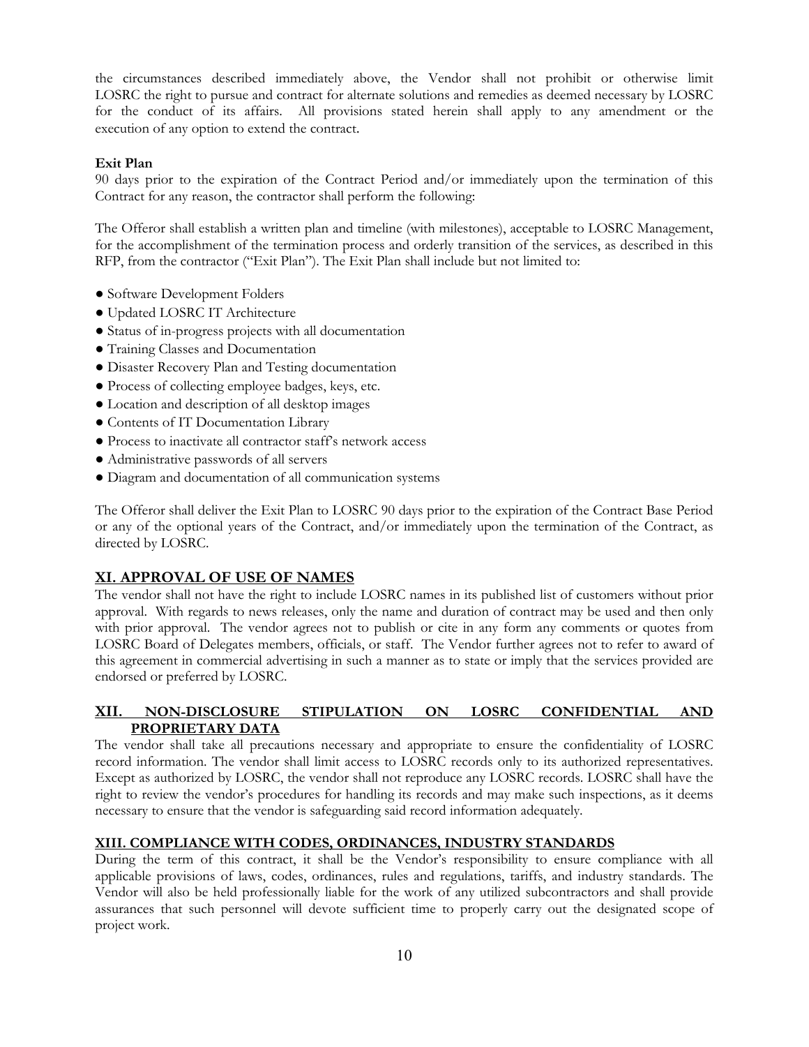the circumstances described immediately above, the Vendor shall not prohibit or otherwise limit LOSRC the right to pursue and contract for alternate solutions and remedies as deemed necessary by LOSRC for the conduct of its affairs. All provisions stated herein shall apply to any amendment or the execution of any option to extend the contract.

**Exit Plan**

90 days prior to the expiration of the Contract Period and/or immediately upon the termination of this Contract for any reason, the contractor shall perform the following:

The Offeror shall establish a written plan and timeline (with milestones), acceptable to LOSRC Management, for the accomplishment of the termination process and orderly transition of the services, as described in this RFP, from the contractor ("Exit Plan"). The Exit Plan shall include but not limited to:

- Software Development Folders
- Updated LOSRC IT Architecture
- Status of in-progress projects with all documentation
- Training Classes and Documentation
- Disaster Recovery Plan and Testing documentation
- Process of collecting employee badges, keys, etc.
- Location and description of all desktop images
- Contents of IT Documentation Library
- Process to inactivate all contractor staff's network access
- Administrative passwords of all servers
- Diagram and documentation of all communication systems

The Offeror shall deliver the Exit Plan to LOSRC 90 days prior to the expiration of the Contract Base Period or any of the optional years of the Contract, and/or immediately upon the termination of the Contract, as directed by LOSRC.

## XI. APPROVAL OF USE OF NAMES

The vendor shall not have the right to include LOSRC names in its published list of customers without prior approval. With regards to news releases, only the name and duration of contract may be used and then only with prior approval. The vendor agrees not to publish or cite in any form any comments or quotes from LOSRC Board of Delegates members, officials, or staff. The Vendor further agrees not to refer to award of this agreement in commercial advertising in such a manner as to state or imply that the services provided are endorsed or preferred by LOSRC.

## XII. NON-DISCLOSURE STIPULATION ON LOSRC CONFIDENTIAL AND PROPRIETARY DATA

The vendor shall take all precautions necessary and appropriate to ensure the confidentiality of LOSRC record information. The vendor shall limit access to LOSRC records only to its authorized representatives. Except as authorized by LOSRC, the vendor shall not reproduce any LOSRC records. LOSRC shall have the right to review the vendor's procedures for handling its records and may make such inspections, as it deems necessary to ensure that the vendor is safeguarding said record information adequately.

## XIII. COMPLIANCE WITH CODES, ORDINANCES, INDUSTRY STANDARDS

During the term of this contract, it shall be the Vendor's responsibility to ensure compliance with all applicable provisions of laws, codes, ordinances, rules and regulations, tariffs, and industry standards. The Vendor will also be held professionally liable for the work of any utilized subcontractors and shall provide assurances that such personnel will devote sufficient time to properly carry out the designated scope of project work.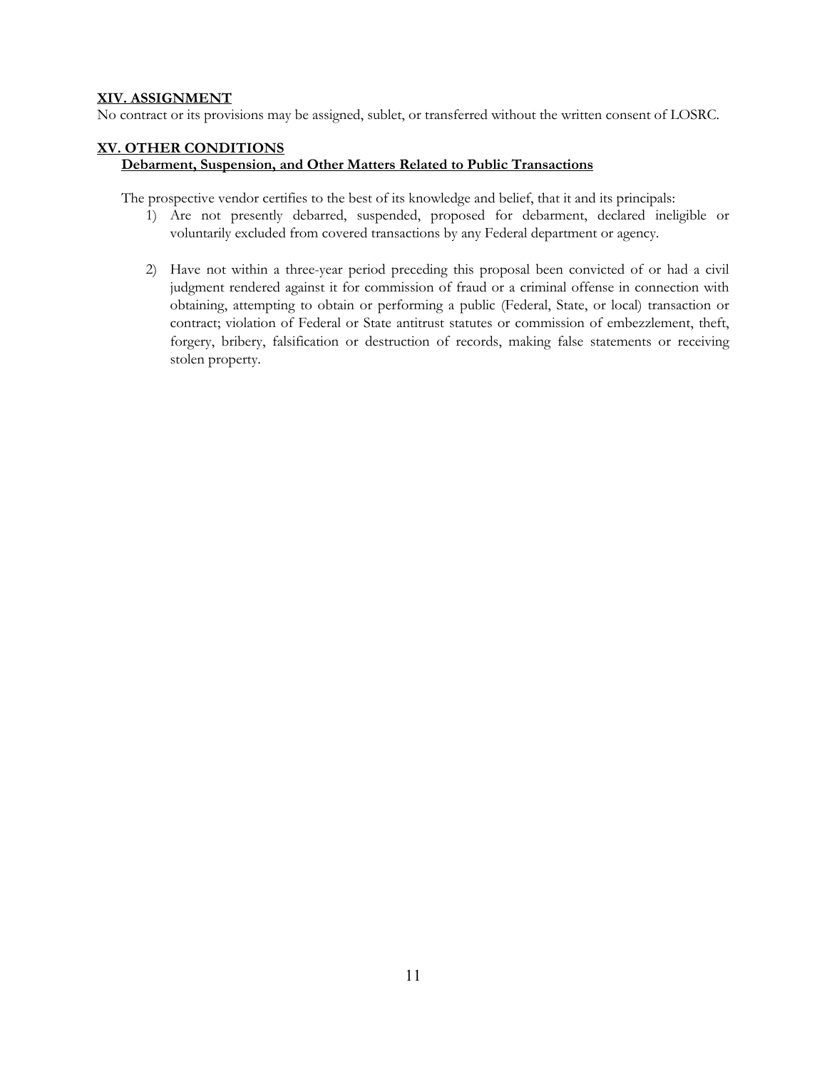## XIV. ASSIGNMENT

No contract or its provisions may be assigned, sublet, or transferred without the written consent of LOSRC.

## XV. OTHER CONDITIONS

### Debarment, Suspension, and Other Matters Related to Public Transactions

The prospective vendor certifies to the best of its knowledge and belief, that it and its principals:

1) Are not presently debarred, suspended, proposed for debarment, declared ineligible or voluntarily excluded from covered transactions by any Federal department or agency.

2) Have not within a three-year period preceding this proposal been convicted of or had a civil judgment rendered against it for commission of fraud or a criminal offense in connection with obtaining, attempting to obtain or performing a public (Federal, State, or local) transaction or contract; violation of Federal or State antitrust statutes or commission of embezzlement, theft, forgery, bribery, falsification or destruction of records, making false statements or receiving stolen property.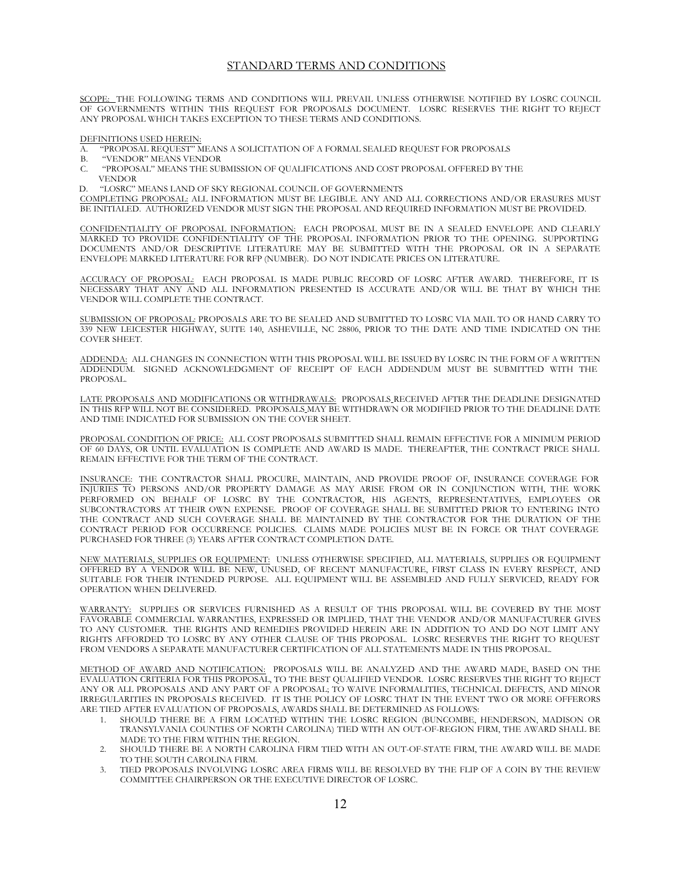# STANDARD TERMS AND CONDITIONS

SCOPE: THE FOLLOWING TERMS AND CONDITIONS WILL PREVAIL UNLESS OTHERWISE NOTIFIED BY LOSRC COUNCIL OF GOVERNMENTS WITHIN THIS REQUEST FOR PROPOSALS DOCUMENT. LOSRC RESERVES THE RIGHT TO REJECT ANY PROPOSAL WHICH TAKES EXCEPTION TO THESE TERMS AND CONDITIONS.

DEFINITIONS USED HEREIN:

A. "PROPOSAL REQUEST" MEANS A SOLICITATION OF A FORMAL SEALED REQUEST FOR PROPOSALS
B. "VENDOR" MEANS VENDOR
C. "PROPOSAL" MEANS THE SUBMISSION OF QUALIFICATIONS AND COST PROPOSAL OFFERED BY THE VENDOR
D. "LOSRC" MEANS LAND OF SKY REGIONAL COUNCIL OF GOVERNMENTS

COMPLETING PROPOSAL: ALL INFORMATION MUST BE LEGIBLE. ANY AND ALL CORRECTIONS AND/OR ERASURES MUST BE INITIALED. AUTHORIZED VENDOR MUST SIGN THE PROPOSAL AND REQUIRED INFORMATION MUST BE PROVIDED.

CONFIDENTIALITY OF PROPOSAL INFORMATION: EACH PROPOSAL MUST BE IN A SEALED ENVELOPE AND CLEARLY MARKED TO PROVIDE CONFIDENTIALITY OF THE PROPOSAL INFORMATION PRIOR TO THE OPENING. SUPPORTING DOCUMENTS AND/OR DESCRIPTIVE LITERATURE MAY BE SUBMITTED WITH THE PROPOSAL OR IN A SEPARATE ENVELOPE MARKED LITERATURE FOR RFP (NUMBER). DO NOT INDICATE PRICES ON LITERATURE.

ACCURACY OF PROPOSAL: EACH PROPOSAL IS MADE PUBLIC RECORD OF LOSRC AFTER AWARD. THEREFORE, IT IS NECESSARY THAT ANY AND ALL INFORMATION PRESENTED IS ACCURATE AND/OR WILL BE THAT BY WHICH THE VENDOR WILL COMPLETE THE CONTRACT.

SUBMISSION OF PROPOSAL: PROPOSALS ARE TO BE SEALED AND SUBMITTED TO LOSRC VIA MAIL TO OR HAND CARRY TO 339 NEW LEICESTER HIGHWAY, SUITE 140, ASHEVILLE, NC 28806, PRIOR TO THE DATE AND TIME INDICATED ON THE COVER SHEET.

ADDENDA: ALL CHANGES IN CONNECTION WITH THIS PROPOSAL WILL BE ISSUED BY LOSRC IN THE FORM OF A WRITTEN ADDENDUM. SIGNED ACKNOWLEDGMENT OF RECEIPT OF EACH ADDENDUM MUST BE SUBMITTED WITH THE PROPOSAL.

LATE PROPOSALS AND MODIFICATIONS OR WITHDRAWALS: PROPOSALS RECEIVED AFTER THE DEADLINE DESIGNATED IN THIS RFP WILL NOT BE CONSIDERED. PROPOSALS MAY BE WITHDRAWN OR MODIFIED PRIOR TO THE DEADLINE DATE AND TIME INDICATED FOR SUBMISSION ON THE COVER SHEET.

PROPOSAL CONDITION OF PRICE: ALL COST PROPOSALS SUBMITTED SHALL REMAIN EFFECTIVE FOR A MINIMUM PERIOD OF 60 DAYS, OR UNTIL EVALUATION IS COMPLETE AND AWARD IS MADE. THEREAFTER, THE CONTRACT PRICE SHALL REMAIN EFFECTIVE FOR THE TERM OF THE CONTRACT.

INSURANCE: THE CONTRACTOR SHALL PROCURE, MAINTAIN, AND PROVIDE PROOF OF, INSURANCE COVERAGE FOR INJURIES TO PERSONS AND/OR PROPERTY DAMAGE AS MAY ARISE FROM OR IN CONJUNCTION WITH, THE WORK PERFORMED ON BEHALF OF LOSRC BY THE CONTRACTOR, HIS AGENTS, REPRESENTATIVES, EMPLOYEES OR SUBCONTRACTORS AT THEIR OWN EXPENSE. PROOF OF COVERAGE SHALL BE SUBMITTED PRIOR TO ENTERING INTO THE CONTRACT AND SUCH COVERAGE SHALL BE MAINTAINED BY THE CONTRACTOR FOR THE DURATION OF THE CONTRACT PERIOD FOR OCCURRENCE POLICIES. CLAIMS MADE POLICIES MUST BE IN FORCE OR THAT COVERAGE PURCHASED FOR THREE (3) YEARS AFTER CONTRACT COMPLETION DATE.

NEW MATERIALS, SUPPLIES OR EQUIPMENT: UNLESS OTHERWISE SPECIFIED, ALL MATERIALS, SUPPLIES OR EQUIPMENT OFFERED BY A VENDOR WILL BE NEW, UNUSED, OF RECENT MANUFACTURE, FIRST CLASS IN EVERY RESPECT, AND SUITABLE FOR THEIR INTENDED PURPOSE. ALL EQUIPMENT WILL BE ASSEMBLED AND FULLY SERVICED, READY FOR OPERATION WHEN DELIVERED.

WARRANTY: SUPPLIES OR SERVICES FURNISHED AS A RESULT OF THIS PROPOSAL WILL BE COVERED BY THE MOST FAVORABLE COMMERCIAL WARRANTIES, EXPRESSED OR IMPLIED, THAT THE VENDOR AND/OR MANUFACTURER GIVES TO ANY CUSTOMER. THE RIGHTS AND REMEDIES PROVIDED HEREIN ARE IN ADDITION TO AND DO NOT LIMIT ANY RIGHTS AFFORDED TO LOSRC BY ANY OTHER CLAUSE OF THIS PROPOSAL. LOSRC RESERVES THE RIGHT TO REQUEST FROM VENDORS A SEPARATE MANUFACTURER CERTIFICATION OF ALL STATEMENTS MADE IN THIS PROPOSAL.

METHOD OF AWARD AND NOTIFICATION: PROPOSALS WILL BE ANALYZED AND THE AWARD MADE, BASED ON THE EVALUATION CRITERIA FOR THIS PROPOSAL, TO THE BEST QUALIFIED VENDOR. LOSRC RESERVES THE RIGHT TO REJECT ANY OR ALL PROPOSALS AND ANY PART OF A PROPOSAL; TO WAIVE INFORMALITIES, TECHNICAL DEFECTS, AND MINOR IRREGULARITIES IN PROPOSALS RECEIVED. IT IS THE POLICY OF LOSRC THAT IN THE EVENT TWO OR MORE OFFERORS ARE TIED AFTER EVALUATION OF PROPOSALS, AWARDS SHALL BE DETERMINED AS FOLLOWS:

1. SHOULD THERE BE A FIRM LOCATED WITHIN THE LOSRC REGION (BUNCOMBE, HENDERSON, MADISON OR TRANSYLVANIA COUNTIES OF NORTH CAROLINA) TIED WITH AN OUT-OF-REGION FIRM, THE AWARD SHALL BE MADE TO THE FIRM WITHIN THE REGION.
2. SHOULD THERE BE A NORTH CAROLINA FIRM TIED WITH AN OUT-OF-STATE FIRM, THE AWARD WILL BE MADE TO THE SOUTH CAROLINA FIRM.
3. TIED PROPOSALS INVOLVING LOSRC AREA FIRMS WILL BE RESOLVED BY THE FLIP OF A COIN BY THE REVIEW COMMITTEE CHAIRPERSON OR THE EXECUTIVE DIRECTOR OF LOSRC.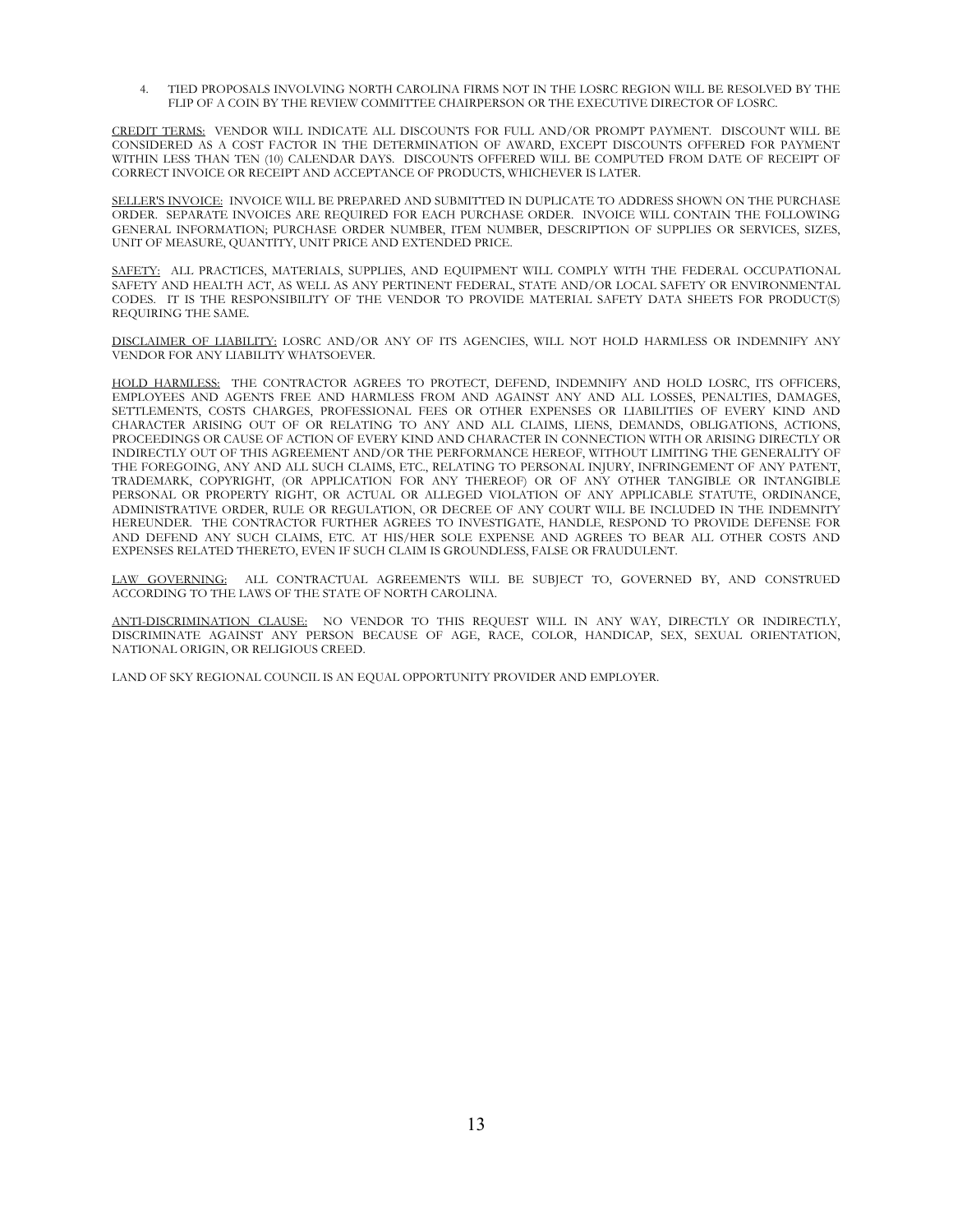4. TIED PROPOSALS INVOLVING NORTH CAROLINA FIRMS NOT IN THE LOSRC REGION WILL BE RESOLVED BY THE FLIP OF A COIN BY THE REVIEW COMMITTEE CHAIRPERSON OR THE EXECUTIVE DIRECTOR OF LOSRC.

<u>CREDIT TERMS:</u> VENDOR WILL INDICATE ALL DISCOUNTS FOR FULL AND/OR PROMPT PAYMENT. DISCOUNT WILL BE CONSIDERED AS A COST FACTOR IN THE DETERMINATION OF AWARD, EXCEPT DISCOUNTS OFFERED FOR PAYMENT WITHIN LESS THAN TEN (10) CALENDAR DAYS. DISCOUNTS OFFERED WILL BE COMPUTED FROM DATE OF RECEIPT OF CORRECT INVOICE OR RECEIPT AND ACCEPTANCE OF PRODUCTS, WHICHEVER IS LATER.

<u>SELLER'S INVOICE:</u> INVOICE WILL BE PREPARED AND SUBMITTED IN DUPLICATE TO ADDRESS SHOWN ON THE PURCHASE ORDER. SEPARATE INVOICES ARE REQUIRED FOR EACH PURCHASE ORDER. INVOICE WILL CONTAIN THE FOLLOWING GENERAL INFORMATION; PURCHASE ORDER NUMBER, ITEM NUMBER, DESCRIPTION OF SUPPLIES OR SERVICES, SIZES, UNIT OF MEASURE, QUANTITY, UNIT PRICE AND EXTENDED PRICE.

<u>SAFETY:</u> ALL PRACTICES, MATERIALS, SUPPLIES, AND EQUIPMENT WILL COMPLY WITH THE FEDERAL OCCUPATIONAL SAFETY AND HEALTH ACT, AS WELL AS ANY PERTINENT FEDERAL, STATE AND/OR LOCAL SAFETY OR ENVIRONMENTAL CODES. IT IS THE RESPONSIBILITY OF THE VENDOR TO PROVIDE MATERIAL SAFETY DATA SHEETS FOR PRODUCT(S) REQUIRING THE SAME.

<u>DISCLAIMER OF LIABILITY:</u> LOSRC AND/OR ANY OF ITS AGENCIES, WILL NOT HOLD HARMLESS OR INDEMNIFY ANY VENDOR FOR ANY LIABILITY WHATSOEVER.

<u>HOLD HARMLESS:</u> THE CONTRACTOR AGREES TO PROTECT, DEFEND, INDEMNIFY AND HOLD LOSRC, ITS OFFICERS, EMPLOYEES AND AGENTS FREE AND HARMLESS FROM AND AGAINST ANY AND ALL LOSSES, PENALTIES, DAMAGES, SETTLEMENTS, COSTS CHARGES, PROFESSIONAL FEES OR OTHER EXPENSES OR LIABILITIES OF EVERY KIND AND CHARACTER ARISING OUT OF OR RELATING TO ANY AND ALL CLAIMS, LIENS, DEMANDS, OBLIGATIONS, ACTIONS, PROCEEDINGS OR CAUSE OF ACTION OF EVERY KIND AND CHARACTER IN CONNECTION WITH OR ARISING DIRECTLY OR INDIRECTLY OUT OF THIS AGREEMENT AND/OR THE PERFORMANCE HEREOF, WITHOUT LIMITING THE GENERALITY OF THE FOREGOING, ANY AND ALL SUCH CLAIMS, ETC., RELATING TO PERSONAL INJURY, INFRINGEMENT OF ANY PATENT, TRADEMARK, COPYRIGHT, (OR APPLICATION FOR ANY THEREOF) OR OF ANY OTHER TANGIBLE OR INTANGIBLE PERSONAL OR PROPERTY RIGHT, OR ACTUAL OR ALLEGED VIOLATION OF ANY APPLICABLE STATUTE, ORDINANCE, ADMINISTRATIVE ORDER, RULE OR REGULATION, OR DECREE OF ANY COURT WILL BE INCLUDED IN THE INDEMNITY HEREUNDER. THE CONTRACTOR FURTHER AGREES TO INVESTIGATE, HANDLE, RESPOND TO PROVIDE DEFENSE FOR AND DEFEND ANY SUCH CLAIMS, ETC. AT HIS/HER SOLE EXPENSE AND AGREES TO BEAR ALL OTHER COSTS AND EXPENSES RELATED THERETO, EVEN IF SUCH CLAIM IS GROUNDLESS, FALSE OR FRAUDULENT.

<u>LAW GOVERNING:</u> ALL CONTRACTUAL AGREEMENTS WILL BE SUBJECT TO, GOVERNED BY, AND CONSTRUED ACCORDING TO THE LAWS OF THE STATE OF NORTH CAROLINA.

<u>ANTI-DISCRIMINATION CLAUSE:</u> NO VENDOR TO THIS REQUEST WILL IN ANY WAY, DIRECTLY OR INDIRECTLY, DISCRIMINATE AGAINST ANY PERSON BECAUSE OF AGE, RACE, COLOR, HANDICAP, SEX, SEXUAL ORIENTATION, NATIONAL ORIGIN, OR RELIGIOUS CREED.

LAND OF SKY REGIONAL COUNCIL IS AN EQUAL OPPORTUNITY PROVIDER AND EMPLOYER.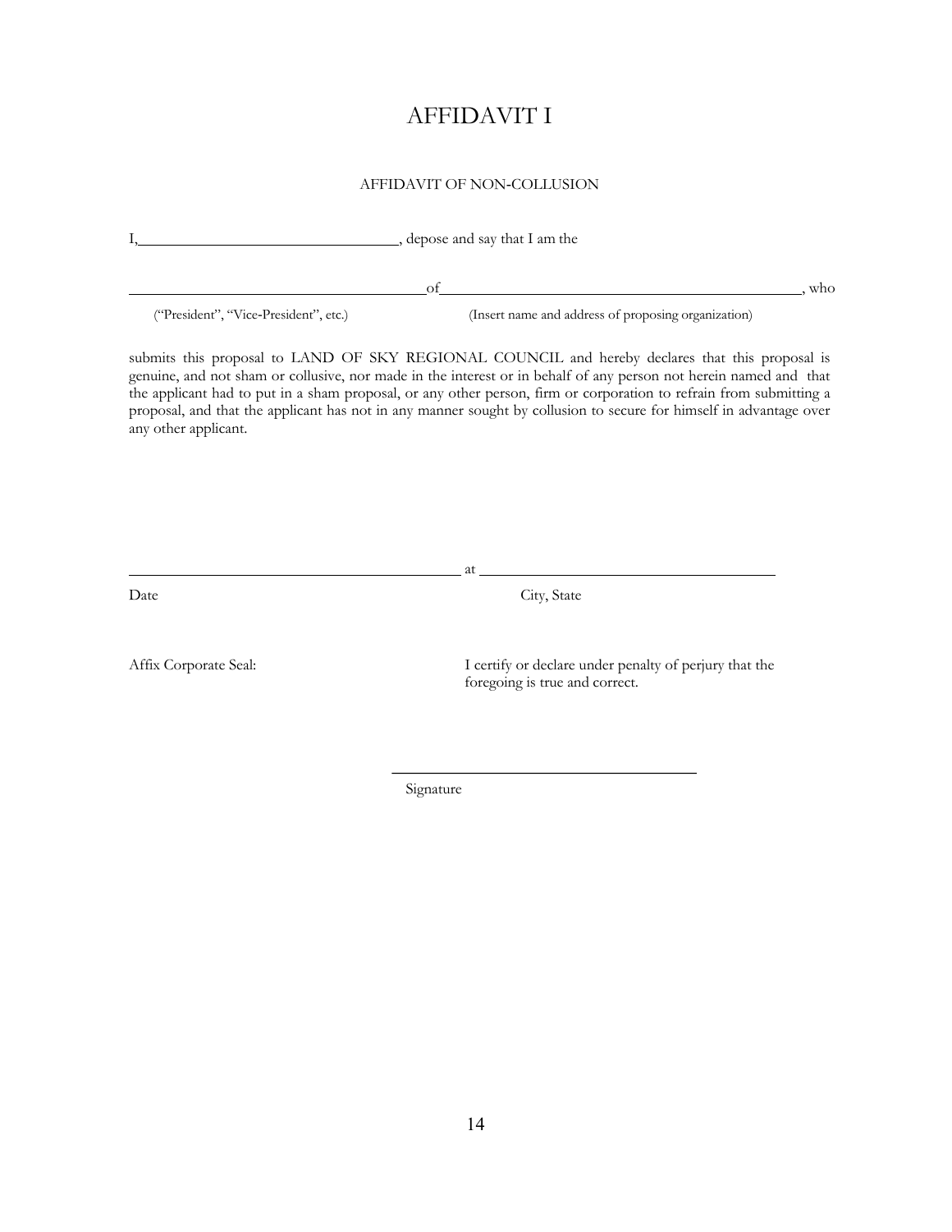# AFFIDAVIT I

AFFIDAVIT OF NON-COLLUSION

I,\_\_\_\_\_\_\_\_\_\_\_\_\_\_\_\_\_\_\_\_\_\_\_\_\_\_\_\_\_\_\_\_, depose and say that I am the

\_\_\_\_\_\_\_\_\_\_\_\_\_\_\_\_\_\_\_\_\_\_\_\_\_\_\_\_\_\_\_\_\_\_\_\_\_\_of\_\_\_\_\_\_\_\_\_\_\_\_\_\_\_\_\_\_\_\_\_\_\_\_\_\_\_\_\_\_\_\_\_\_\_\_\_\_\_\_\_\_\_\_\_\_\_\_, who

("President", "Vice-President", etc.) (Insert name and address of proposing organization)

submits this proposal to LAND OF SKY REGIONAL COUNCIL and hereby declares that this proposal is genuine, and not sham or collusive, nor made in the interest or in behalf of any person not herein named and that the applicant had to put in a sham proposal, or any other person, firm or corporation to refrain from submitting a proposal, and that the applicant has not in any manner sought by collusion to secure for himself in advantage over any other applicant.

\_\_\_\_\_\_\_\_\_\_\_\_\_\_\_\_\_\_\_\_\_\_\_\_\_\_\_\_\_\_\_\_\_\_\_\_\_\_\_\_\_\_ at \_\_\_\_\_\_\_\_\_\_\_\_\_\_\_\_\_\_\_\_\_\_\_\_\_\_\_\_\_\_\_\_\_\_\_\_\_\_

Date City, State

Affix Corporate Seal:

I certify or declare under penalty of perjury that the foregoing is true and correct.

\_\_\_\_\_\_\_\_\_\_\_\_\_\_\_\_\_\_\_\_\_\_\_\_\_\_\_\_\_\_\_\_\_\_\_\_

Signature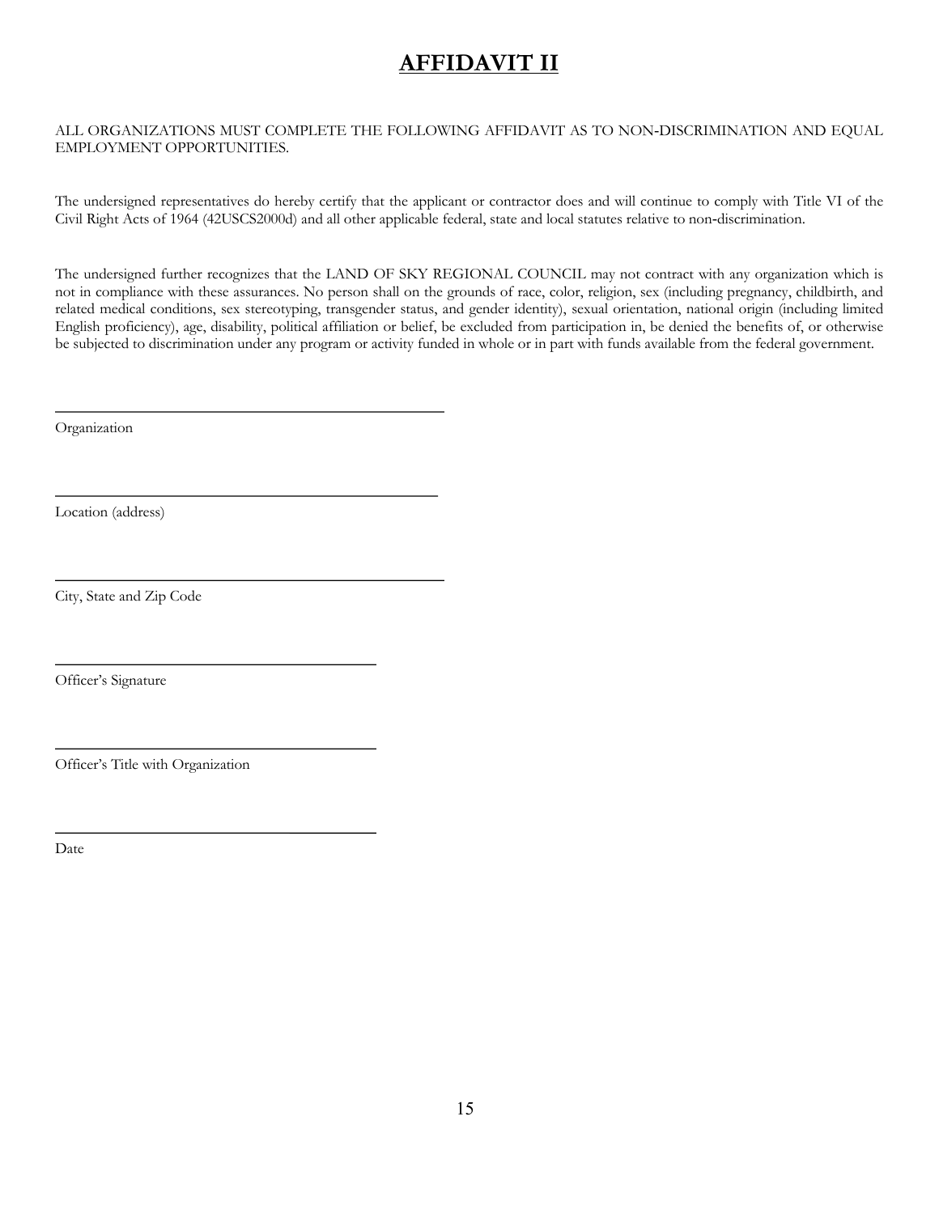# AFFIDAVIT II

ALL ORGANIZATIONS MUST COMPLETE THE FOLLOWING AFFIDAVIT AS TO NON-DISCRIMINATION AND EQUAL EMPLOYMENT OPPORTUNITIES.

The undersigned representatives do hereby certify that the applicant or contractor does and will continue to comply with Title VI of the Civil Right Acts of 1964 (42USCS2000d) and all other applicable federal, state and local statutes relative to non-discrimination.

The undersigned further recognizes that the LAND OF SKY REGIONAL COUNCIL may not contract with any organization which is not in compliance with these assurances. No person shall on the grounds of race, color, religion, sex (including pregnancy, childbirth, and related medical conditions, sex stereotyping, transgender status, and gender identity), sexual orientation, national origin (including limited English proficiency), age, disability, political affiliation or belief, be excluded from participation in, be denied the benefits of, or otherwise be subjected to discrimination under any program or activity funded in whole or in part with funds available from the federal government.

______________________________________________

Organization

______________________________________________

Location (address)

______________________________________________

City, State and Zip Code

______________________________________

Officer's Signature

______________________________________

Officer's Title with Organization

______________________________________

Date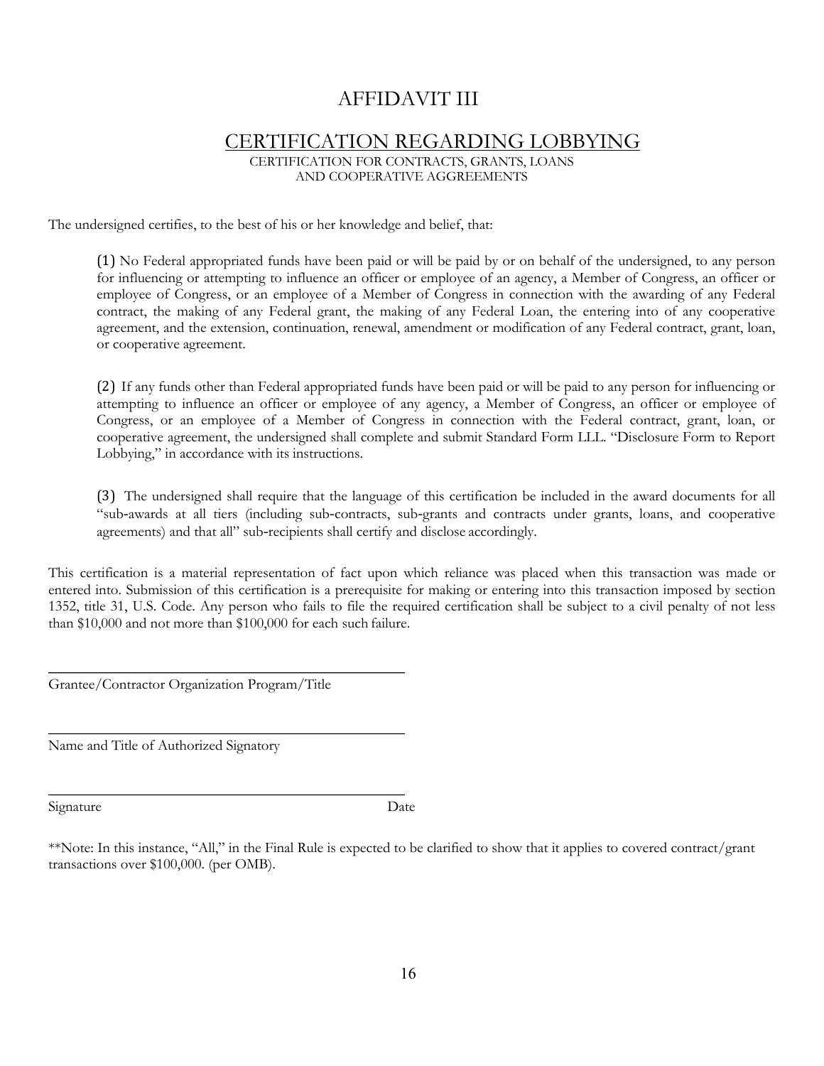# AFFIDAVIT III

## CERTIFICATION REGARDING LOBBYING

CERTIFICATION FOR CONTRACTS, GRANTS, LOANS AND COOPERATIVE AGGREEMENTS

The undersigned certifies, to the best of his or her knowledge and belief, that:

(1) No Federal appropriated funds have been paid or will be paid by or on behalf of the undersigned, to any person for influencing or attempting to influence an officer or employee of an agency, a Member of Congress, an officer or employee of Congress, or an employee of a Member of Congress in connection with the awarding of any Federal contract, the making of any Federal grant, the making of any Federal Loan, the entering into of any cooperative agreement, and the extension, continuation, renewal, amendment or modification of any Federal contract, grant, loan, or cooperative agreement.

(2) If any funds other than Federal appropriated funds have been paid or will be paid to any person for influencing or attempting to influence an officer or employee of any agency, a Member of Congress, an officer or employee of Congress, or an employee of a Member of Congress in connection with the Federal contract, grant, loan, or cooperative agreement, the undersigned shall complete and submit Standard Form LLL. "Disclosure Form to Report Lobbying," in accordance with its instructions.

(3) The undersigned shall require that the language of this certification be included in the award documents for all "sub-awards at all tiers (including sub-contracts, sub-grants and contracts under grants, loans, and cooperative agreements) and that all" sub-recipients shall certify and disclose accordingly.

This certification is a material representation of fact upon which reliance was placed when this transaction was made or entered into. Submission of this certification is a prerequisite for making or entering into this transaction imposed by section 1352, title 31, U.S. Code. Any person who fails to file the required certification shall be subject to a civil penalty of not less than $10,000 and not more than $100,000 for each such failure.

\_\_\_\_\_\_\_\_\_\_\_\_\_\_\_\_\_\_\_\_\_\_\_\_\_\_\_\_\_\_\_\_\_\_\_\_\_\_\_\_\_\_\_\_

Grantee/Contractor Organization Program/Title

\_\_\_\_\_\_\_\_\_\_\_\_\_\_\_\_\_\_\_\_\_\_\_\_\_\_\_\_\_\_\_\_\_\_\_\_\_\_\_\_\_\_\_\_

Name and Title of Authorized Signatory

\_\_\_\_\_\_\_\_\_\_\_\_\_\_\_\_\_\_\_\_\_\_\_\_\_\_\_\_\_\_\_\_\_\_\_\_\_\_\_\_\_\_\_\_

Signature Date

**Note: In this instance, "All," in the Final Rule is expected to be clarified to show that it applies to covered contract/grant transactions over $100,000. (per OMB).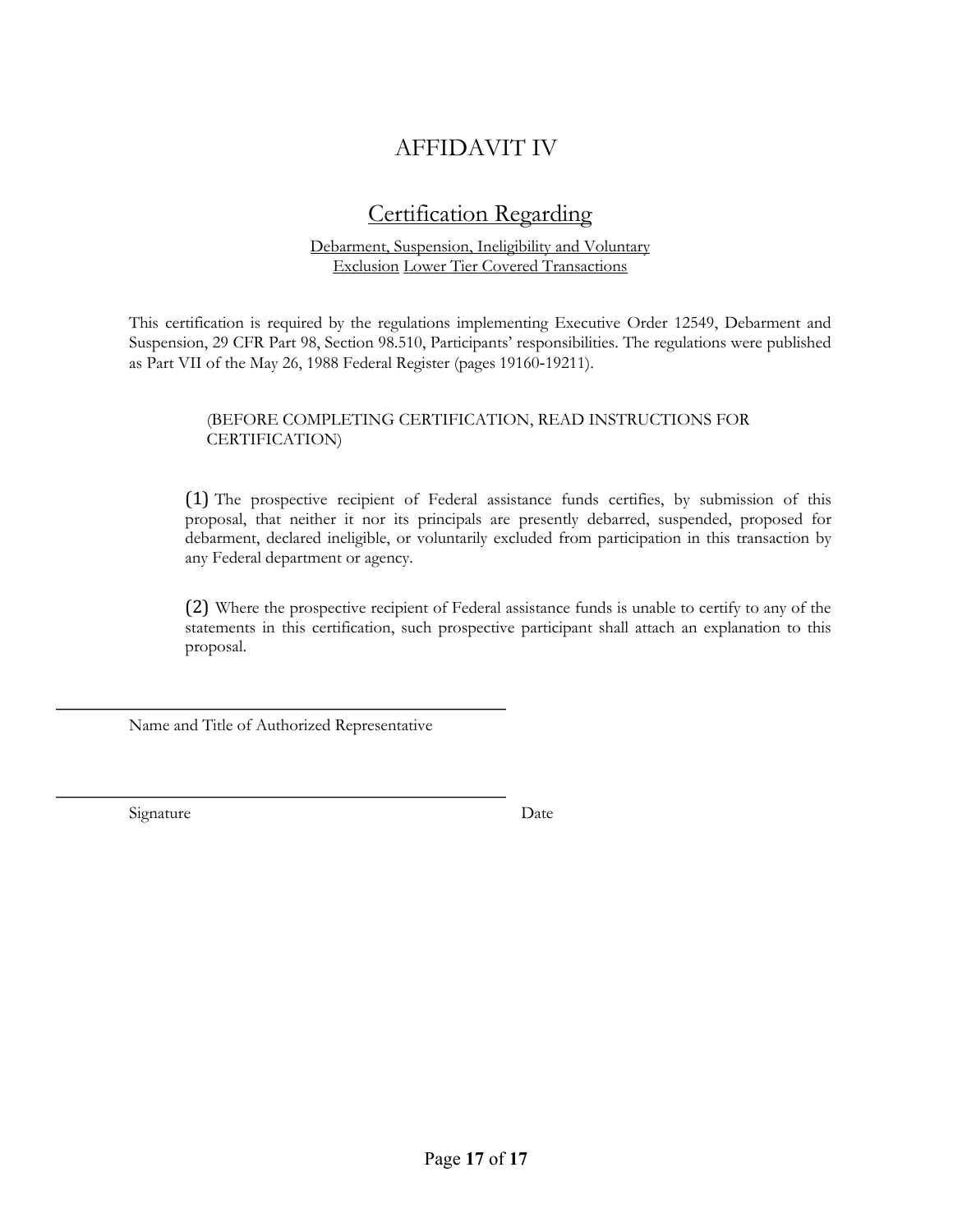# AFFIDAVIT IV

## Certification Regarding

Debarment, Suspension, Ineligibility and Voluntary Exclusion Lower Tier Covered Transactions

This certification is required by the regulations implementing Executive Order 12549, Debarment and Suspension, 29 CFR Part 98, Section 98.510, Participants' responsibilities. The regulations were published as Part VII of the May 26, 1988 Federal Register (pages 19160-19211).

(BEFORE COMPLETING CERTIFICATION, READ INSTRUCTIONS FOR CERTIFICATION)

(1) The prospective recipient of Federal assistance funds certifies, by submission of this proposal, that neither it nor its principals are presently debarred, suspended, proposed for debarment, declared ineligible, or voluntarily excluded from participation in this transaction by any Federal department or agency.

(2) Where the prospective recipient of Federal assistance funds is unable to certify to any of the statements in this certification, such prospective participant shall attach an explanation to this proposal.

______________________________________________

Name and Title of Authorized Representative

______________________________________________

Signature                                                                 Date